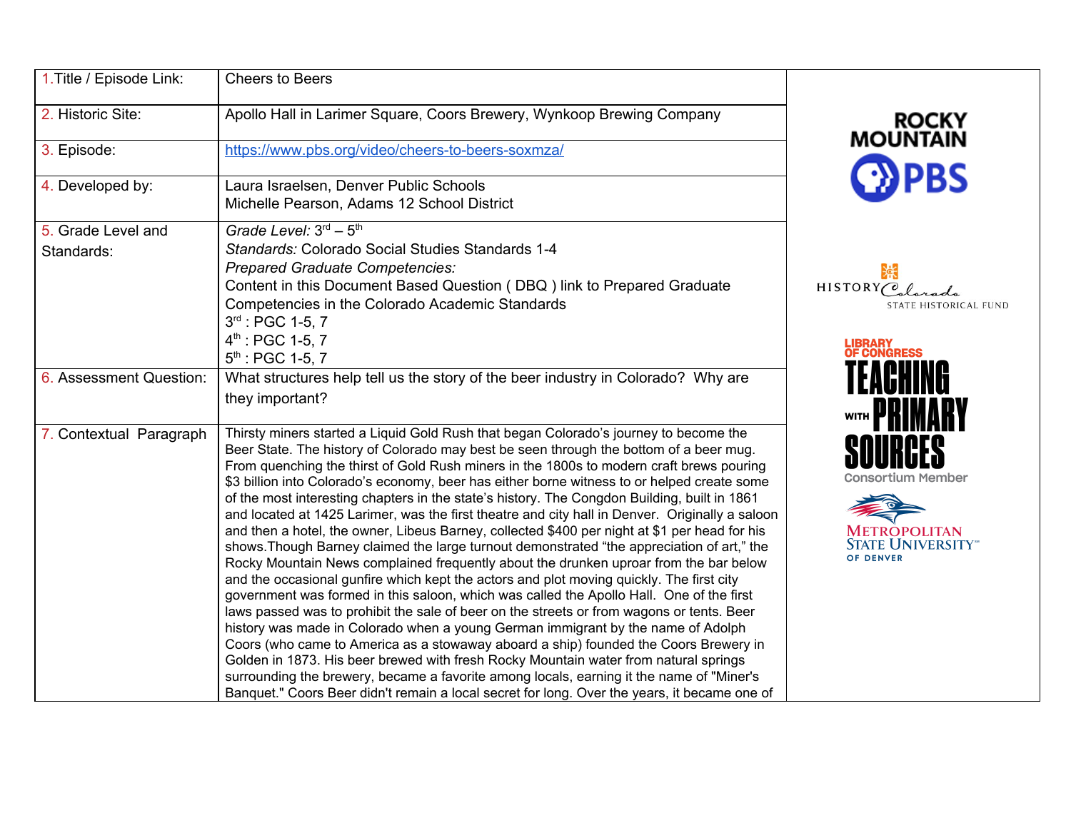| 1.Title / Episode Link: | Cheers to Beers |
|---|---|
| 2. Historic Site: | Apollo Hall in Larimer Square, Coors Brewery, Wynkoop Brewing Company |
| 3. Episode: | https://www.pbs.org/video/cheers-to-beers-soxmza/ |
| 4. Developed by: | Laura Israelsen, Denver Public Schools<br>Michelle Pearson, Adams 12 School District |
| 5. Grade Level and Standards: | *Grade Level:* 3rd – 5th<br>*Standards:* Colorado Social Studies Standards 1-4<br>*Prepared Graduate Competencies:*<br>Content in this Document Based Question ( DBQ ) link to Prepared Graduate Competencies in the Colorado Academic Standards<br>3rd : PGC 1-5, 7<br>4th : PGC 1-5, 7<br>5th : PGC 1-5, 7 |
| 6. Assessment Question: | What structures help tell us the story of the beer industry in Colorado? Why are they important? |
| 7. Contextual Paragraph | Thirsty miners started a Liquid Gold Rush that began Colorado's journey to become the Beer State. The history of Colorado may best be seen through the bottom of a beer mug. From quenching the thirst of Gold Rush miners in the 1800s to modern craft brews pouring $3 billion into Colorado's economy, beer has either borne witness to or helped create some of the most interesting chapters in the state's history. The Congdon Building, built in 1861 and located at 1425 Larimer, was the first theatre and city hall in Denver. Originally a saloon and then a hotel, the owner, Libeus Barney, collected $400 per night at $1 per head for his shows.Though Barney claimed the large turnout demonstrated "the appreciation of art," the Rocky Mountain News complained frequently about the drunken uproar from the bar below and the occasional gunfire which kept the actors and plot moving quickly. The first city government was formed in this saloon, which was called the Apollo Hall. One of the first laws passed was to prohibit the sale of beer on the streets or from wagons or tents. Beer history was made in Colorado when a young German immigrant by the name of Adolph Coors (who came to America as a stowaway aboard a ship) founded the Coors Brewery in Golden in 1873. His beer brewed with fresh Rocky Mountain water from natural springs surrounding the brewery, became a favorite among locals, earning it the name of "Miner's Banquet." Coors Beer didn't remain a local secret for long. Over the years, it became one of |

ROCKY MOUNTAIN PBS

HISTORY Colorado STATE HISTORICAL FUND

LIBRARY OF CONGRESS TEACHING WITH PRIMARY SOURCES Consortium Member

METROPOLITAN STATE UNIVERSITY OF DENVER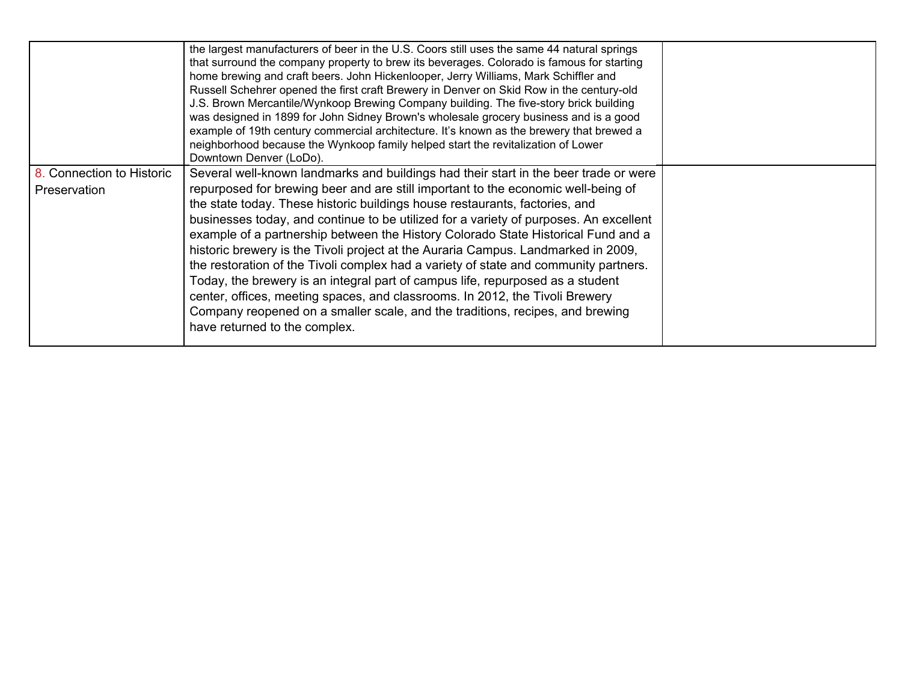| | | |
|---|---|---|
| | the largest manufacturers of beer in the U.S. Coors still uses the same 44 natural springs that surround the company property to brew its beverages. Colorado is famous for starting home brewing and craft beers. John Hickenlooper, Jerry Williams, Mark Schiffler and Russell Schehrer opened the first craft Brewery in Denver on Skid Row in the century-old J.S. Brown Mercantile/Wynkoop Brewing Company building. The five-story brick building was designed in 1899 for John Sidney Brown's wholesale grocery business and is a good example of 19th century commercial architecture. It's known as the brewery that brewed a neighborhood because the Wynkoop family helped start the revitalization of Lower Downtown Denver (LoDo). | |
| 8. Connection to Historic Preservation | Several well-known landmarks and buildings had their start in the beer trade or were repurposed for brewing beer and are still important to the economic well-being of the state today. These historic buildings house restaurants, factories, and businesses today, and continue to be utilized for a variety of purposes. An excellent example of a partnership between the History Colorado State Historical Fund and a historic brewery is the Tivoli project at the Auraria Campus. Landmarked in 2009, the restoration of the Tivoli complex had a variety of state and community partners. Today, the brewery is an integral part of campus life, repurposed as a student center, offices, meeting spaces, and classrooms. In 2012, the Tivoli Brewery Company reopened on a smaller scale, and the traditions, recipes, and brewing have returned to the complex. | |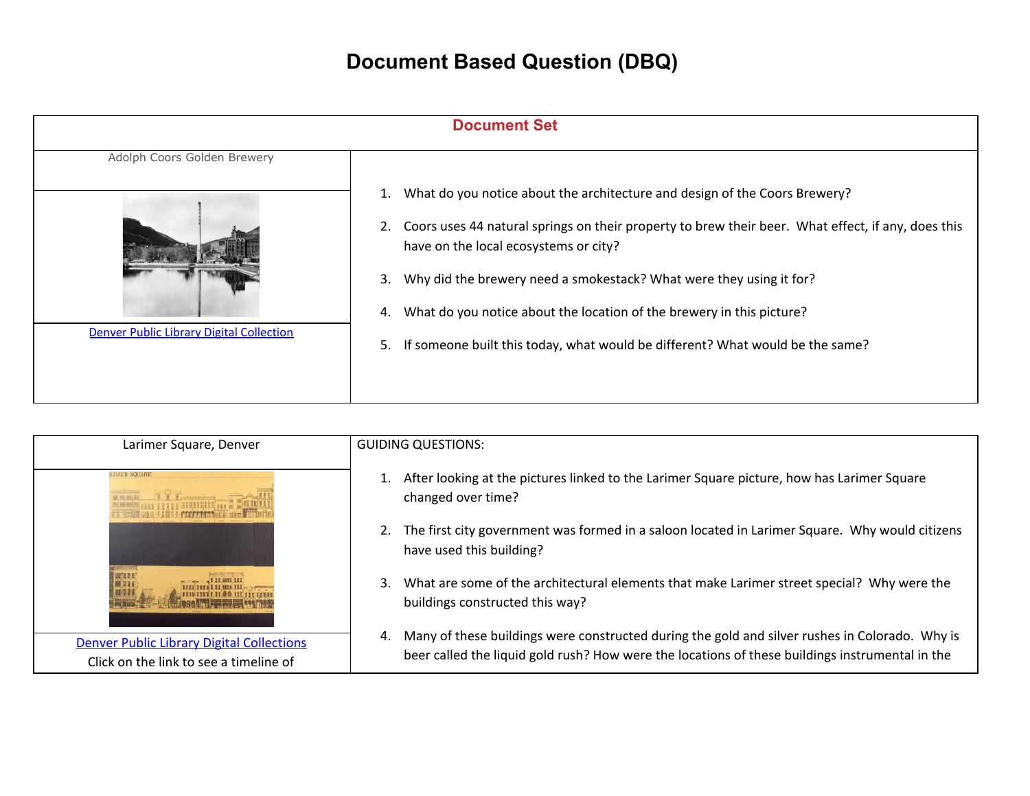# Document Based Question (DBQ)

## Document Set

| Adolph Coors Golden Brewery | |
|---|---|
| Denver Public Library Digital Collection | 1. What do you notice about the architecture and design of the Coors Brewery?<br>2. Coors uses 44 natural springs on their property to brew their beer. What effect, if any, does this have on the local ecosystems or city?<br>3. Why did the brewery need a smokestack? What were they using it for?<br>4. What do you notice about the location of the brewery in this picture?<br>5. If someone built this today, what would be different? What would be the same? |

| Larimer Square, Denver | GUIDING QUESTIONS: |
|---|---|
| Denver Public Library Digital Collections<br>Click on the link to see a timeline of | 1. After looking at the pictures linked to the Larimer Square picture, how has Larimer Square changed over time?<br>2. The first city government was formed in a saloon located in Larimer Square. Why would citizens have used this building?<br>3. What are some of the architectural elements that make Larimer street special? Why were the buildings constructed this way?<br>4. Many of these buildings were constructed during the gold and silver rushes in Colorado. Why is beer called the liquid gold rush? How were the locations of these buildings instrumental in the |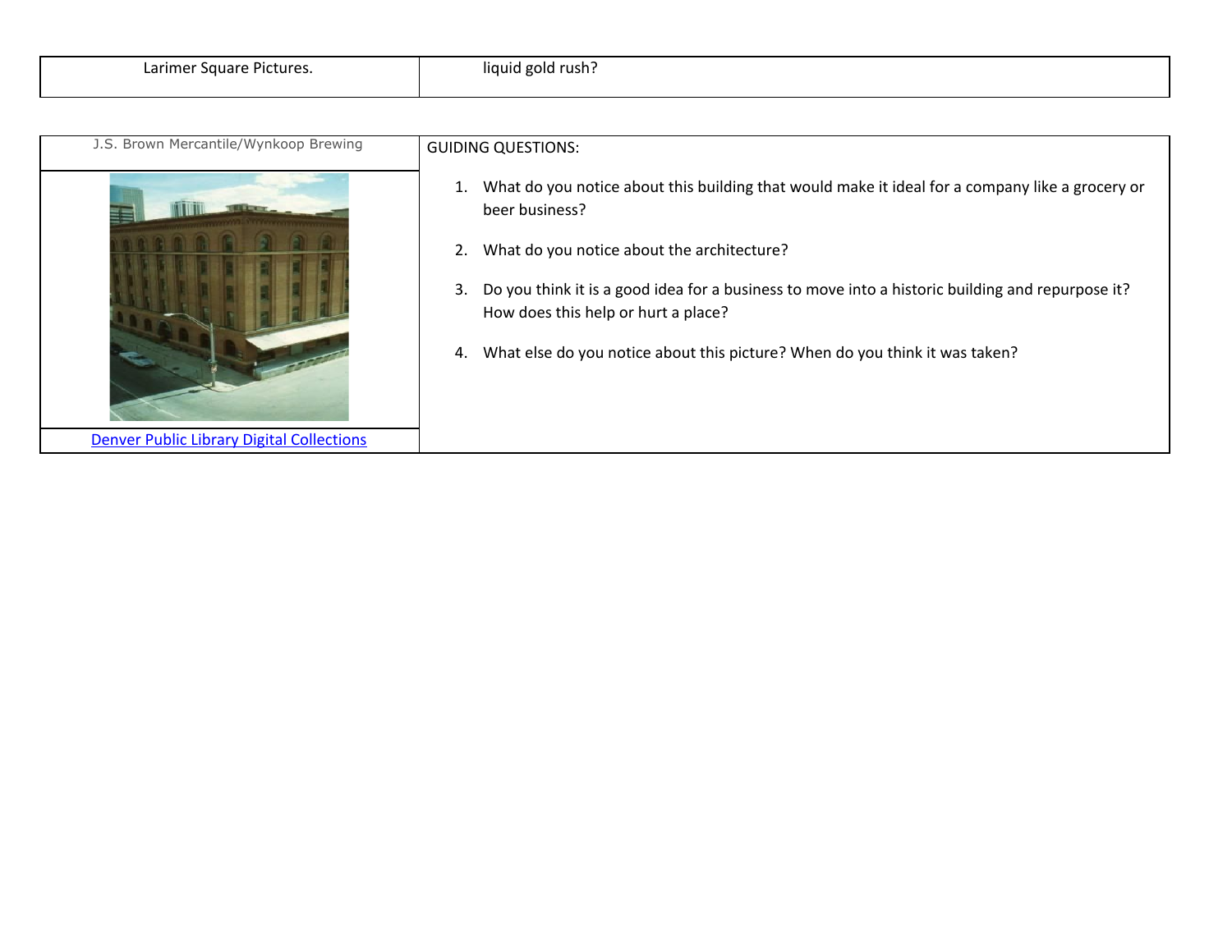| Larimer Square Pictures. | liquid gold rush? |
|---|---|

| J.S. Brown Mercantile/Wynkoop Brewing | GUIDING QUESTIONS: |
|---|---|
| Denver Public Library Digital Collections | 1. What do you notice about this building that would make it ideal for a company like a grocery or beer business?<br>2. What do you notice about the architecture?<br>3. Do you think it is a good idea for a business to move into a historic building and repurpose it? How does this help or hurt a place?<br>4. What else do you notice about this picture? When do you think it was taken? |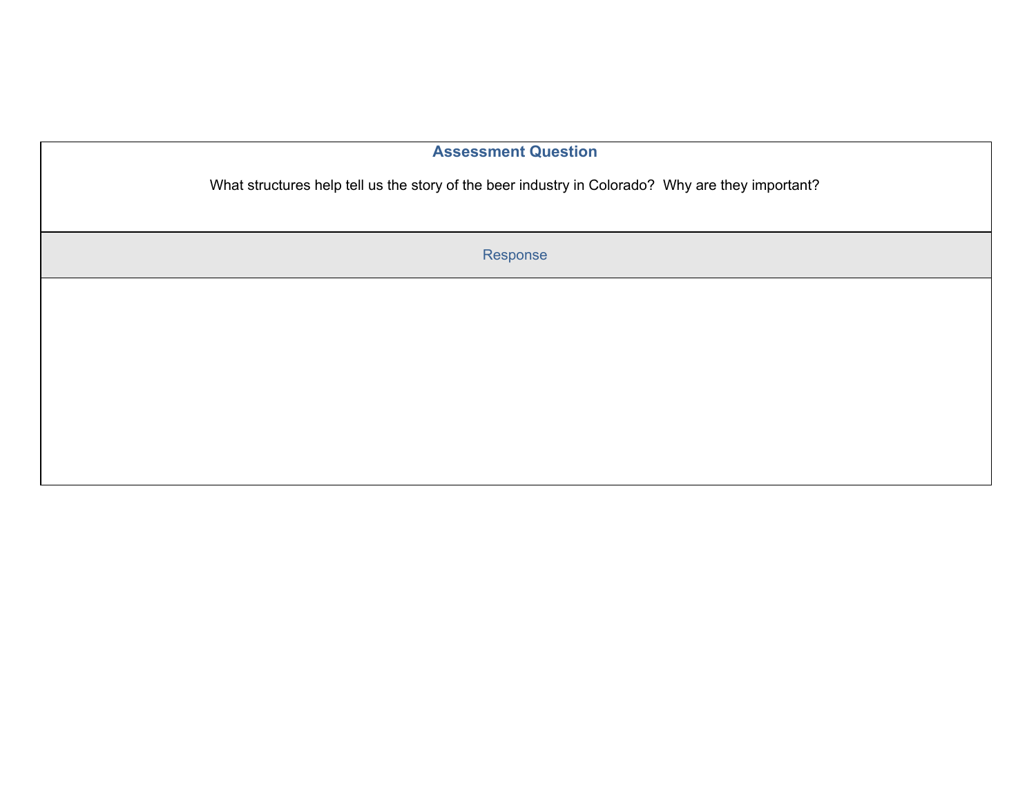| **Assessment Question** |
| --- |
| What structures help tell us the story of the beer industry in Colorado? Why are they important? |
| Response |
| |